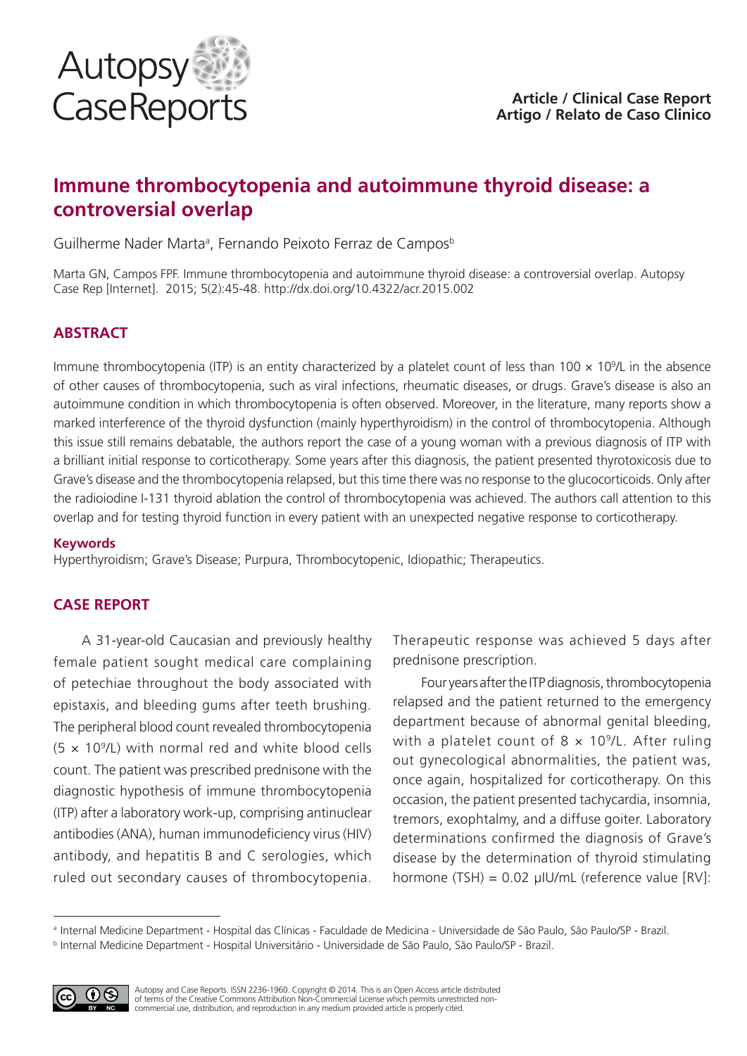Article / Clinical Case Report
Artigo / Relato de Caso Clinico

# Immune thrombocytopenia and autoimmune thyroid disease: a controversial overlap

Guilherme Nader Marta[a], Fernando Peixoto Ferraz de Campos[b]

Marta GN, Campos FPF. Immune thrombocytopenia and autoimmune thyroid disease: a controversial overlap. Autopsy Case Rep [Internet]. 2015; 5(2):45-48. http://dx.doi.org/10.4322/acr.2015.002

## ABSTRACT

Immune thrombocytopenia (ITP) is an entity characterized by a platelet count of less than $100 \times 10^9$/L in the absence of other causes of thrombocytopenia, such as viral infections, rheumatic diseases, or drugs. Grave's disease is also an autoimmune condition in which thrombocytopenia is often observed. Moreover, in the literature, many reports show a marked interference of the thyroid dysfunction (mainly hyperthyroidism) in the control of thrombocytopenia. Although this issue still remains debatable, the authors report the case of a young woman with a previous diagnosis of ITP with a brilliant initial response to corticotherapy. Some years after this diagnosis, the patient presented thyrotoxicosis due to Grave's disease and the thrombocytopenia relapsed, but this time there was no response to the glucocorticoids. Only after the radioiodine I-131 thyroid ablation the control of thrombocytopenia was achieved. The authors call attention to this overlap and for testing thyroid function in every patient with an unexpected negative response to corticotherapy.

**Keywords**

Hyperthyroidism; Grave's Disease; Purpura, Thrombocytopenic, Idiopathic; Therapeutics.

## CASE REPORT

A 31-year-old Caucasian and previously healthy female patient sought medical care complaining of petechiae throughout the body associated with epistaxis, and bleeding gums after teeth brushing. The peripheral blood count revealed thrombocytopenia ($5 \times 10^9$/L) with normal red and white blood cells count. The patient was prescribed prednisone with the diagnostic hypothesis of immune thrombocytopenia (ITP) after a laboratory work-up, comprising antinuclear antibodies (ANA), human immunodeficiency virus (HIV) antibody, and hepatitis B and C serologies, which ruled out secondary causes of thrombocytopenia. Therapeutic response was achieved 5 days after prednisone prescription.

Four years after the ITP diagnosis, thrombocytopenia relapsed and the patient returned to the emergency department because of abnormal genital bleeding, with a platelet count of $8 \times 10^9$/L. After ruling out gynecological abnormalities, the patient was, once again, hospitalized for corticotherapy. On this occasion, the patient presented tachycardia, insomnia, tremors, exophtalmy, and a diffuse goiter. Laboratory determinations confirmed the diagnosis of Grave's disease by the determination of thyroid stimulating hormone (TSH) = 0.02 μIU/mL (reference value [RV]:

---

[a] Internal Medicine Department - Hospital das Clínicas - Faculdade de Medicina - Universidade de São Paulo, São Paulo/SP - Brazil.

[b] Internal Medicine Department - Hospital Universitário - Universidade de São Paulo, São Paulo/SP - Brazil.

Autopsy and Case Reports. ISSN 2236-1960. Copyright © 2014. This is an Open Access article distributed of terms of the Creative Commons Attribution Non-Commercial License which permits unrestricted non-commercial use, distribution, and reproduction in any medium provided article is properly cited.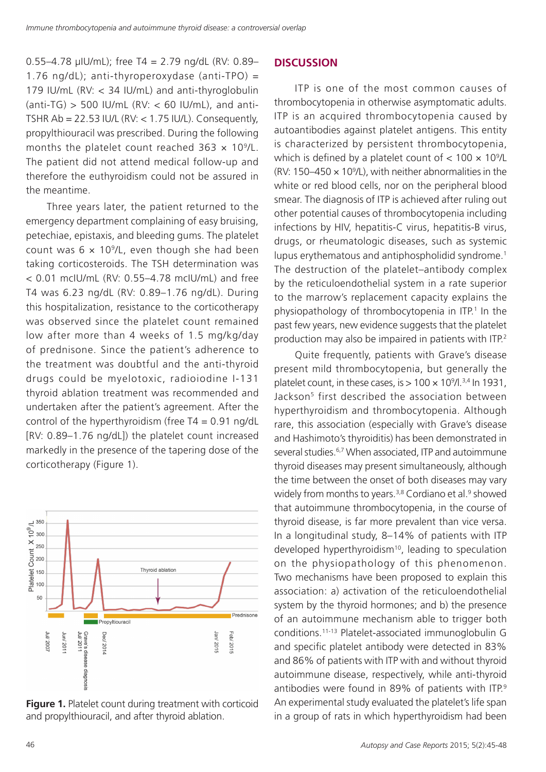0.55–4.78 μIU/mL); free T4 = 2.79 ng/dL (RV: 0.89–1.76 ng/dL); anti-thyroperoxydase (anti-TPO) = 179 IU/mL (RV: < 34 IU/mL) and anti-thyroglobulin (anti-TG) > 500 IU/mL (RV: < 60 IU/mL), and anti-TSHR Ab = 22.53 IU/L (RV: < 1.75 IU/L). Consequently, propylthiouracil was prescribed. During the following months the platelet count reached 363 × $10^9$/L. The patient did not attend medical follow-up and therefore the euthyroidism could not be assured in the meantime.

Three years later, the patient returned to the emergency department complaining of easy bruising, petechiae, epistaxis, and bleeding gums. The platelet count was 6 × $10^9$/L, even though she had been taking corticosteroids. The TSH determination was < 0.01 mcIU/mL (RV: 0.55–4.78 mcIU/mL) and free T4 was 6.23 ng/dL (RV: 0.89–1.76 ng/dL). During this hospitalization, resistance to the corticotherapy was observed since the platelet count remained low after more than 4 weeks of 1.5 mg/kg/day of prednisone. Since the patient's adherence to the treatment was doubtful and the anti-thyroid drugs could be myelotoxic, radioiodine I-131 thyroid ablation treatment was recommended and undertaken after the patient's agreement. After the control of the hyperthyroidism (free T4 = 0.91 ng/dL [RV: 0.89–1.76 ng/dL]) the platelet count increased markedly in the presence of the tapering dose of the corticotherapy (Figure 1).

**Figure 1.** Platelet count during treatment with corticoid and propylthiouracil, and after thyroid ablation.

## DISCUSSION

ITP is one of the most common causes of thrombocytopenia in otherwise asymptomatic adults. ITP is an acquired thrombocytopenia caused by autoantibodies against platelet antigens. This entity is characterized by persistent thrombocytopenia, which is defined by a platelet count of < 100 × $10^9$/L (RV: 150–450 × $10^9$/L), with neither abnormalities in the white or red blood cells, nor on the peripheral blood smear. The diagnosis of ITP is achieved after ruling out other potential causes of thrombocytopenia including infections by HIV, hepatitis-C virus, hepatitis-B virus, drugs, or rheumatologic diseases, such as systemic lupus erythematous and antiphospholidid syndrome.[1] The destruction of the platelet–antibody complex by the reticuloendothelial system in a rate superior to the marrow's replacement capacity explains the physiopathology of thrombocytopenia in ITP.[1] In the past few years, new evidence suggests that the platelet production may also be impaired in patients with ITP.[2]

Quite frequently, patients with Grave's disease present mild thrombocytopenia, but generally the platelet count, in these cases, is > 100 × $10^9$/l.[3,4] In 1931, Jackson[5] first described the association between hyperthyroidism and thrombocytopenia. Although rare, this association (especially with Grave's disease and Hashimoto's thyroiditis) has been demonstrated in several studies.[6,7] When associated, ITP and autoimmune thyroid diseases may present simultaneously, although the time between the onset of both diseases may vary widely from months to years.[3,8] Cordiano et al.[9] showed that autoimmune thrombocytopenia, in the course of thyroid disease, is far more prevalent than vice versa. In a longitudinal study, 8–14% of patients with ITP developed hyperthyroidism[10], leading to speculation on the physiopathology of this phenomenon. Two mechanisms have been proposed to explain this association: a) activation of the reticuloendothelial system by the thyroid hormones; and b) the presence of an autoimmune mechanism able to trigger both conditions.[11-13] Platelet-associated immunoglobulin G and specific platelet antibody were detected in 83% and 86% of patients with ITP with and without thyroid autoimmune disease, respectively, while anti-thyroid antibodies were found in 89% of patients with ITP.[9] An experimental study evaluated the platelet's life span in a group of rats in which hyperthyroidism had been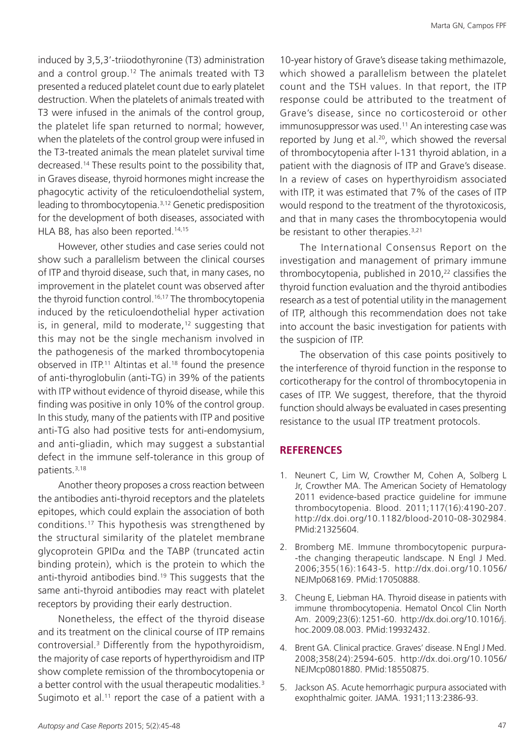induced by 3,5,3'-triiodothyronine (T3) administration and a control group.[12] The animals treated with T3 presented a reduced platelet count due to early platelet destruction. When the platelets of animals treated with T3 were infused in the animals of the control group, the platelet life span returned to normal; however, when the platelets of the control group were infused in the T3-treated animals the mean platelet survival time decreased.[14] These results point to the possibility that, in Graves disease, thyroid hormones might increase the phagocytic activity of the reticuloendothelial system, leading to thrombocytopenia.[3,12] Genetic predisposition for the development of both diseases, associated with HLA B8, has also been reported.[14,15]

However, other studies and case series could not show such a parallelism between the clinical courses of ITP and thyroid disease, such that, in many cases, no improvement in the platelet count was observed after the thyroid function control.[16,17] The thrombocytopenia induced by the reticuloendothelial hyper activation is, in general, mild to moderate,[12] suggesting that this may not be the single mechanism involved in the pathogenesis of the marked thrombocytopenia observed in ITP.[11] Altintas et al.[18] found the presence of anti-thyroglobulin (anti-TG) in 39% of the patients with ITP without evidence of thyroid disease, while this finding was positive in only 10% of the control group. In this study, many of the patients with ITP and positive anti-TG also had positive tests for anti-endomysium, and anti-gliadin, which may suggest a substantial defect in the immune self-tolerance in this group of patients.[3,18]

Another theory proposes a cross reaction between the antibodies anti-thyroid receptors and the platelets epitopes, which could explain the association of both conditions.[17] This hypothesis was strengthened by the structural similarity of the platelet membrane glycoprotein GPID$\alpha$ and the TABP (truncated actin binding protein), which is the protein to which the anti-thyroid antibodies bind.[19] This suggests that the same anti-thyroid antibodies may react with platelet receptors by providing their early destruction.

Nonetheless, the effect of the thyroid disease and its treatment on the clinical course of ITP remains controversial.[3] Differently from the hypothyroidism, the majority of case reports of hyperthyroidism and ITP show complete remission of the thrombocytopenia or a better control with the usual therapeutic modalities.[3] Sugimoto et al.[11] report the case of a patient with a 10-year history of Grave's disease taking methimazole, which showed a parallelism between the platelet count and the TSH values. In that report, the ITP response could be attributed to the treatment of Grave's disease, since no corticosteroid or other immunosuppressor was used.[11] An interesting case was reported by Jung et al.[20], which showed the reversal of thrombocytopenia after I-131 thyroid ablation, in a patient with the diagnosis of ITP and Grave's disease. In a review of cases on hyperthyroidism associated with ITP, it was estimated that 7% of the cases of ITP would respond to the treatment of the thyrotoxicosis, and that in many cases the thrombocytopenia would be resistant to other therapies.[3,21]

The International Consensus Report on the investigation and management of primary immune thrombocytopenia, published in 2010,[22] classifies the thyroid function evaluation and the thyroid antibodies research as a test of potential utility in the management of ITP, although this recommendation does not take into account the basic investigation for patients with the suspicion of ITP.

The observation of this case points positively to the interference of thyroid function in the response to corticotherapy for the control of thrombocytopenia in cases of ITP. We suggest, therefore, that the thyroid function should always be evaluated in cases presenting resistance to the usual ITP treatment protocols.

## REFERENCES

1. Neunert C, Lim W, Crowther M, Cohen A, Solberg L Jr, Crowther MA. The American Society of Hematology 2011 evidence-based practice guideline for immune thrombocytopenia. Blood. 2011;117(16):4190-207. http://dx.doi.org/10.1182/blood-2010-08-302984. PMid:21325604.
2. Bromberg ME. Immune thrombocytopenic purpura--the changing therapeutic landscape. N Engl J Med. 2006;355(16):1643-5. http://dx.doi.org/10.1056/NEJMp068169. PMid:17050888.
3. Cheung E, Liebman HA. Thyroid disease in patients with immune thrombocytopenia. Hematol Oncol Clin North Am. 2009;23(6):1251-60. http://dx.doi.org/10.1016/j.hoc.2009.08.003. PMid:19932432.
4. Brent GA. Clinical practice. Graves' disease. N Engl J Med. 2008;358(24):2594-605. http://dx.doi.org/10.1056/NEJMcp0801880. PMid:18550875.
5. Jackson AS. Acute hemorrhagic purpura associated with exophthalmic goiter. JAMA. 1931;113:2386-93.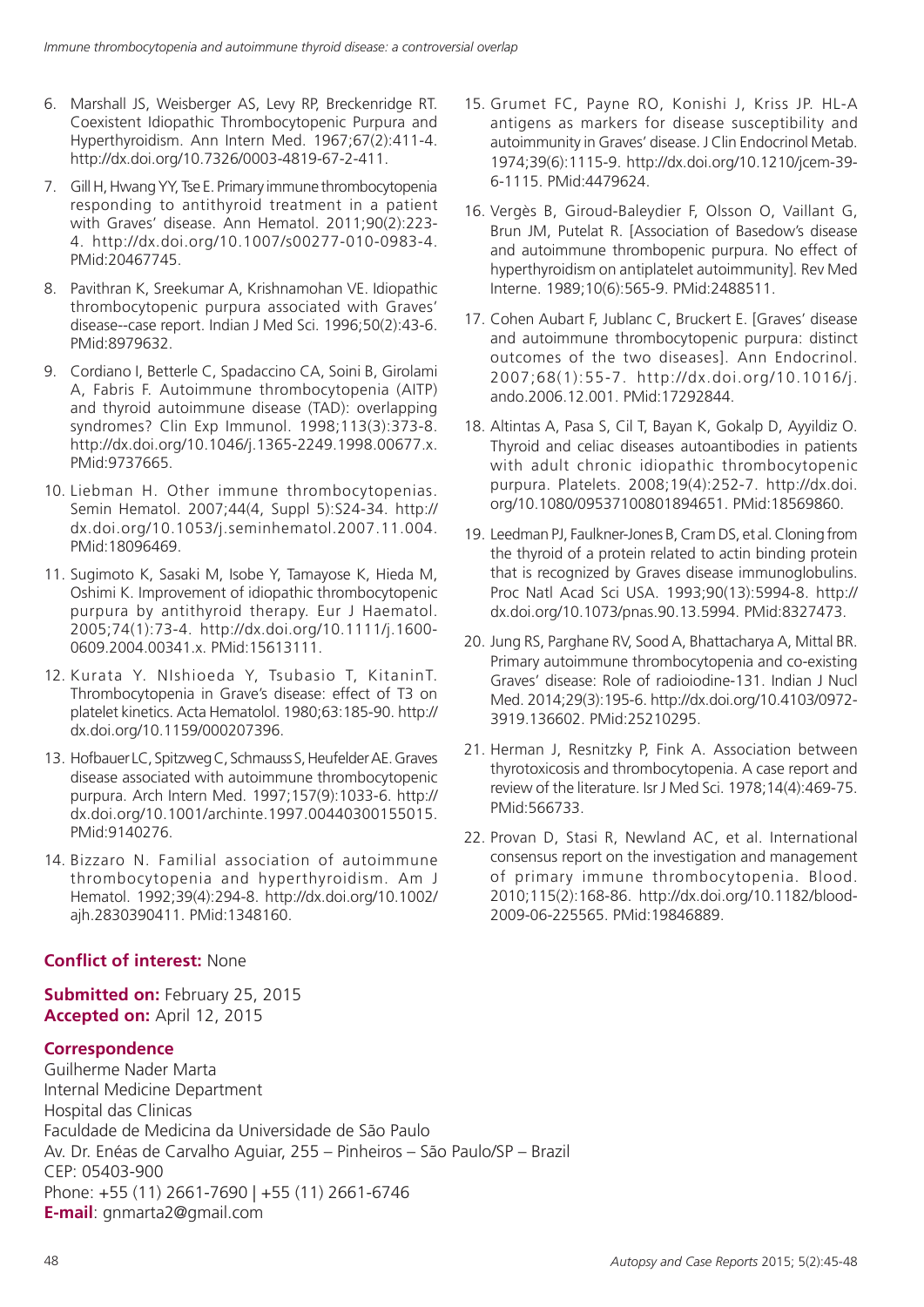6. Marshall JS, Weisberger AS, Levy RP, Breckenridge RT. Coexistent Idiopathic Thrombocytopenic Purpura and Hyperthyroidism. Ann Intern Med. 1967;67(2):411-4. http://dx.doi.org/10.7326/0003-4819-67-2-411.

7. Gill H, Hwang YY, Tse E. Primary immune thrombocytopenia responding to antithyroid treatment in a patient with Graves' disease. Ann Hematol. 2011;90(2):223-4. http://dx.doi.org/10.1007/s00277-010-0983-4. PMid:20467745.

8. Pavithran K, Sreekumar A, Krishnamohan VE. Idiopathic thrombocytopenic purpura associated with Graves' disease--case report. Indian J Med Sci. 1996;50(2):43-6. PMid:8979632.

9. Cordiano I, Betterle C, Spadaccino CA, Soini B, Girolami A, Fabris F. Autoimmune thrombocytopenia (AITP) and thyroid autoimmune disease (TAD): overlapping syndromes? Clin Exp Immunol. 1998;113(3):373-8. http://dx.doi.org/10.1046/j.1365-2249.1998.00677.x. PMid:9737665.

10. Liebman H. Other immune thrombocytopenias. Semin Hematol. 2007;44(4, Suppl 5):S24-34. http://dx.doi.org/10.1053/j.seminhematol.2007.11.004. PMid:18096469.

11. Sugimoto K, Sasaki M, Isobe Y, Tamayose K, Hieda M, Oshimi K. Improvement of idiopathic thrombocytopenic purpura by antithyroid therapy. Eur J Haematol. 2005;74(1):73-4. http://dx.doi.org/10.1111/j.1600-0609.2004.00341.x. PMid:15613111.

12. Kurata Y. NIshioeda Y, Tsubasio T, KitaninT. Thrombocytopenia in Grave's disease: effect of T3 on platelet kinetics. Acta Hematolol. 1980;63:185-90. http://dx.doi.org/10.1159/000207396.

13. Hofbauer LC, Spitzweg C, Schmauss S, Heufelder AE. Graves disease associated with autoimmune thrombocytopenic purpura. Arch Intern Med. 1997;157(9):1033-6. http://dx.doi.org/10.1001/archinte.1997.00440300155015. PMid:9140276.

14. Bizzaro N. Familial association of autoimmune thrombocytopenia and hyperthyroidism. Am J Hematol. 1992;39(4):294-8. http://dx.doi.org/10.1002/ajh.2830390411. PMid:1348160.

15. Grumet FC, Payne RO, Konishi J, Kriss JP. HL-A antigens as markers for disease susceptibility and autoimmunity in Graves' disease. J Clin Endocrinol Metab. 1974;39(6):1115-9. http://dx.doi.org/10.1210/jcem-39-6-1115. PMid:4479624.

16. Vergès B, Giroud-Baleydier F, Olsson O, Vaillant G, Brun JM, Putelat R. [Association of Basedow's disease and autoimmune thrombopenic purpura. No effect of hyperthyroidism on antiplatelet autoimmunity]. Rev Med Interne. 1989;10(6):565-9. PMid:2488511.

17. Cohen Aubart F, Jublanc C, Bruckert E. [Graves' disease and autoimmune thrombocytopenic purpura: distinct outcomes of the two diseases]. Ann Endocrinol. 2007;68(1):55-7. http://dx.doi.org/10.1016/j.ando.2006.12.001. PMid:17292844.

18. Altintas A, Pasa S, Cil T, Bayan K, Gokalp D, Ayyildiz O. Thyroid and celiac diseases autoantibodies in patients with adult chronic idiopathic thrombocytopenic purpura. Platelets. 2008;19(4):252-7. http://dx.doi.org/10.1080/09537100801894651. PMid:18569860.

19. Leedman PJ, Faulkner-Jones B, Cram DS, et al. Cloning from the thyroid of a protein related to actin binding protein that is recognized by Graves disease immunoglobulins. Proc Natl Acad Sci USA. 1993;90(13):5994-8. http://dx.doi.org/10.1073/pnas.90.13.5994. PMid:8327473.

20. Jung RS, Parghane RV, Sood A, Bhattacharya A, Mittal BR. Primary autoimmune thrombocytopenia and co-existing Graves' disease: Role of radioiodine-131. Indian J Nucl Med. 2014;29(3):195-6. http://dx.doi.org/10.4103/0972-3919.136602. PMid:25210295.

21. Herman J, Resnitzky P, Fink A. Association between thyrotoxicosis and thrombocytopenia. A case report and review of the literature. Isr J Med Sci. 1978;14(4):469-75. PMid:566733.

22. Provan D, Stasi R, Newland AC, et al. International consensus report on the investigation and management of primary immune thrombocytopenia. Blood. 2010;115(2):168-86. http://dx.doi.org/10.1182/blood-2009-06-225565. PMid:19846889.

**Conflict of interest:** None

**Submitted on:** February 25, 2015
**Accepted on:** April 12, 2015

**Correspondence**
Guilherme Nader Marta
Internal Medicine Department
Hospital das Clinicas
Faculdade de Medicina da Universidade de São Paulo
Av. Dr. Enéas de Carvalho Aguiar, 255 – Pinheiros – São Paulo/SP – Brazil
CEP: 05403-900
Phone: +55 (11) 2661-7690 | +55 (11) 2661-6746
**E-mail**: gnmarta2@gmail.com